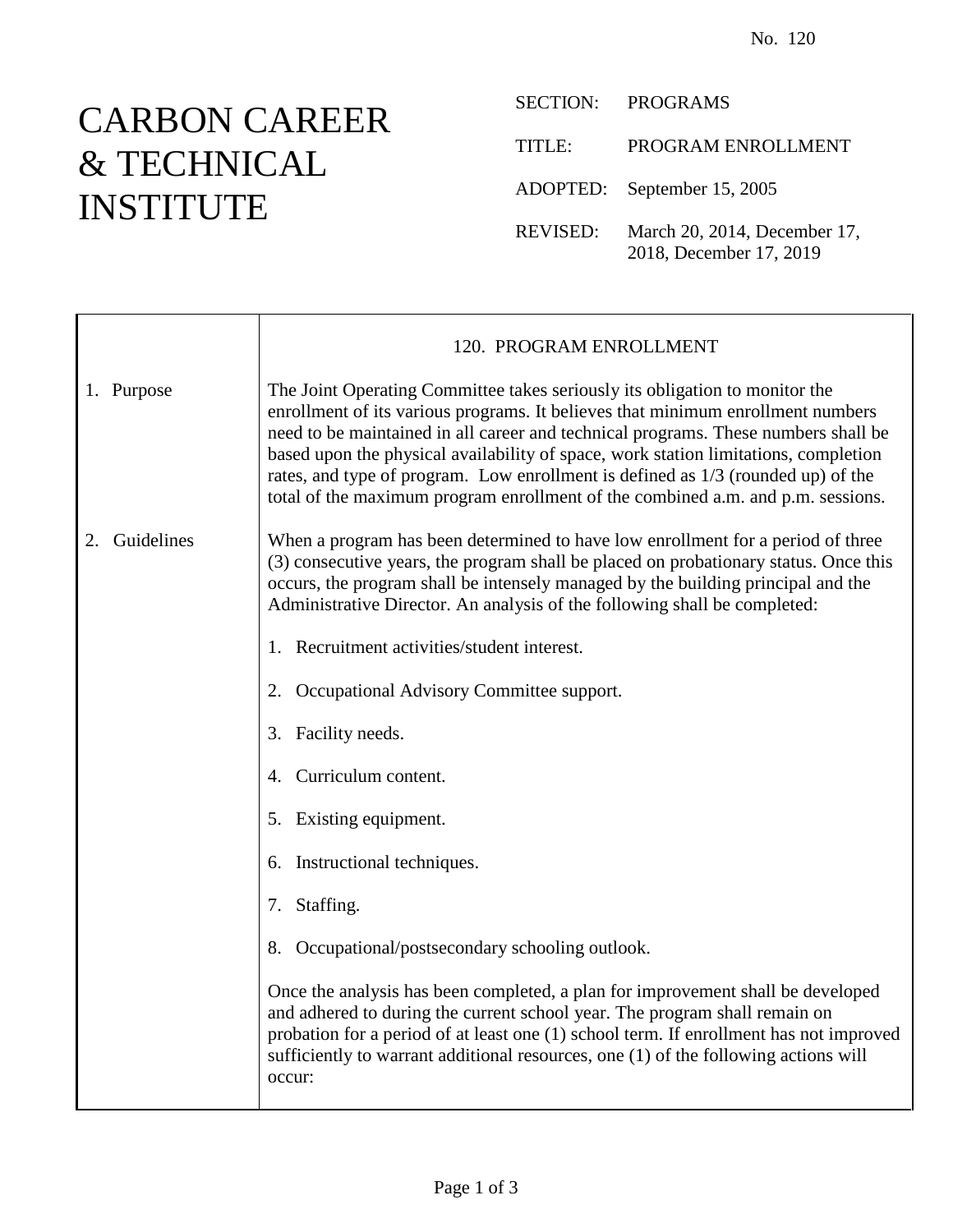No. 120

# CARBON CAREER & TECHNICAL INSTITUTE

SECTION: PROGRAMS

TITLE: PROGRAM ENROLLMENT

ADOPTED: September 15, 2005

REVISED: March 20, 2014, December 17, 2018, December 17, 2019

## 120. PROGRAM ENROLLMENT

### 1. Purpose

The Joint Operating Committee takes seriously its obligation to monitor the enrollment of its various programs. It believes that minimum enrollment numbers need to be maintained in all career and technical programs. These numbers shall be based upon the physical availability of space, work station limitations, completion rates, and type of program. Low enrollment is defined as 1/3 (rounded up) of the total of the maximum program enrollment of the combined a.m. and p.m. sessions.

### 2. Guidelines

When a program has been determined to have low enrollment for a period of three (3) consecutive years, the program shall be placed on probationary status. Once this occurs, the program shall be intensely managed by the building principal and the Administrative Director. An analysis of the following shall be completed:

1. Recruitment activities/student interest.
2. Occupational Advisory Committee support.
3. Facility needs.
4. Curriculum content.
5. Existing equipment.
6. Instructional techniques.
7. Staffing.
8. Occupational/postsecondary schooling outlook.

Once the analysis has been completed, a plan for improvement shall be developed and adhered to during the current school year. The program shall remain on probation for a period of at least one (1) school term. If enrollment has not improved sufficiently to warrant additional resources, one (1) of the following actions will occur: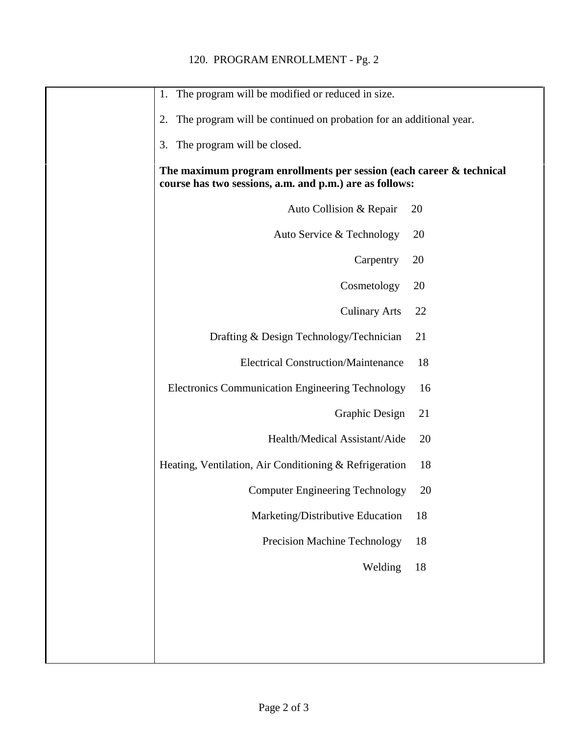1. The program will be modified or reduced in size.

2. The program will be continued on probation for an additional year.

3. The program will be closed.

**The maximum program enrollments per session (each career & technical course has two sessions, a.m. and p.m.) are as follows:**

| Program | Maximum Enrollment |
|---|---|
| Auto Collision & Repair | 20 |
| Auto Service & Technology | 20 |
| Carpentry | 20 |
| Cosmetology | 20 |
| Culinary Arts | 22 |
| Drafting & Design Technology/Technician | 21 |
| Electrical Construction/Maintenance | 18 |
| Electronics Communication Engineering Technology | 16 |
| Graphic Design | 21 |
| Health/Medical Assistant/Aide | 20 |
| Heating, Ventilation, Air Conditioning & Refrigeration | 18 |
| Computer Engineering Technology | 20 |
| Marketing/Distributive Education | 18 |
| Precision Machine Technology | 18 |
| Welding | 18 |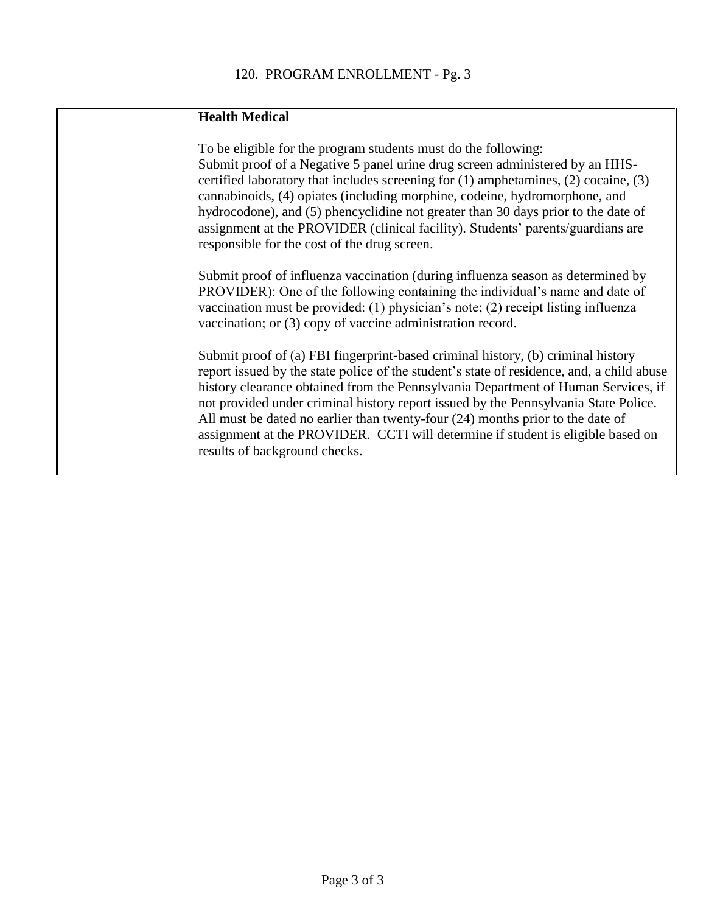**Health Medical**

To be eligible for the program students must do the following:
Submit proof of a Negative 5 panel urine drug screen administered by an HHS-certified laboratory that includes screening for (1) amphetamines, (2) cocaine, (3) cannabinoids, (4) opiates (including morphine, codeine, hydromorphone, and hydrocodone), and (5) phencyclidine not greater than 30 days prior to the date of assignment at the PROVIDER (clinical facility). Students' parents/guardians are responsible for the cost of the drug screen.

Submit proof of influenza vaccination (during influenza season as determined by PROVIDER): One of the following containing the individual's name and date of vaccination must be provided: (1) physician's note; (2) receipt listing influenza vaccination; or (3) copy of vaccine administration record.

Submit proof of (a) FBI fingerprint-based criminal history, (b) criminal history report issued by the state police of the student's state of residence, and, a child abuse history clearance obtained from the Pennsylvania Department of Human Services, if not provided under criminal history report issued by the Pennsylvania State Police. All must be dated no earlier than twenty-four (24) months prior to the date of assignment at the PROVIDER. CCTI will determine if student is eligible based on results of background checks.